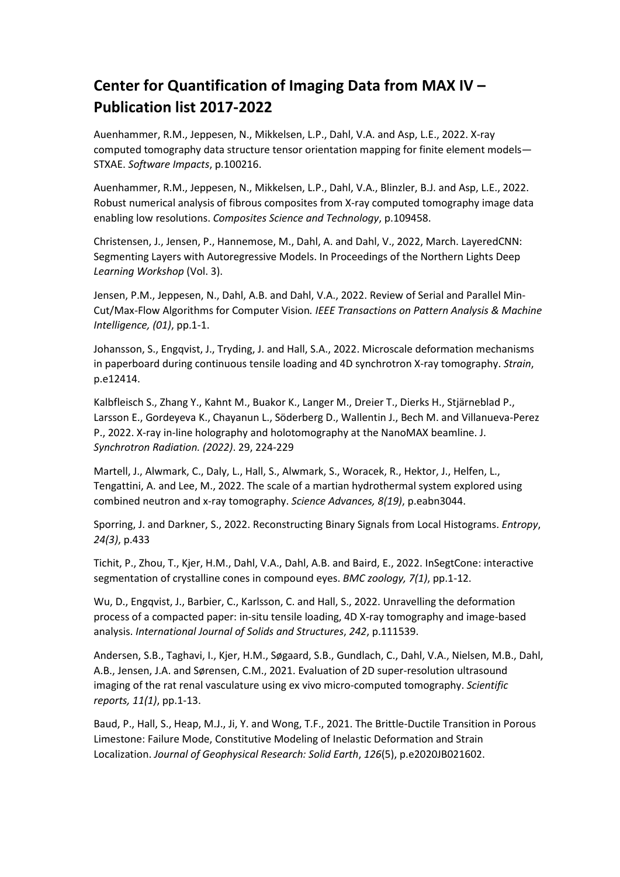# Center for Quantification of Imaging Data from MAX IV – Publication list 2017-2022

Auenhammer, R.M., Jeppesen, N., Mikkelsen, L.P., Dahl, V.A. and Asp, L.E., 2022. X-ray computed tomography data structure tensor orientation mapping for finite element models—STXAE. *Software Impacts*, p.100216.

Auenhammer, R.M., Jeppesen, N., Mikkelsen, L.P., Dahl, V.A., Blinzler, B.J. and Asp, L.E., 2022. Robust numerical analysis of fibrous composites from X-ray computed tomography image data enabling low resolutions. *Composites Science and Technology*, p.109458.

Christensen, J., Jensen, P., Hannemose, M., Dahl, A. and Dahl, V., 2022, March. LayeredCNN: Segmenting Layers with Autoregressive Models. In Proceedings of the Northern Lights Deep *Learning Workshop* (Vol. 3).

Jensen, P.M., Jeppesen, N., Dahl, A.B. and Dahl, V.A., 2022. Review of Serial and Parallel Min-Cut/Max-Flow Algorithms for Computer Vision*. IEEE Transactions on Pattern Analysis & Machine Intelligence, (01)*, pp.1-1.

Johansson, S., Engqvist, J., Tryding, J. and Hall, S.A., 2022. Microscale deformation mechanisms in paperboard during continuous tensile loading and 4D synchrotron X-ray tomography. *Strain*, p.e12414.

Kalbfleisch S., Zhang Y., Kahnt M., Buakor K., Langer M., Dreier T., Dierks H., Stjärneblad P., Larsson E., Gordeyeva K., Chayanun L., Söderberg D., Wallentin J., Bech M. and Villanueva-Perez P., 2022. X-ray in-line holography and holotomography at the NanoMAX beamline. J. *Synchrotron Radiation. (2022)*. 29, 224-229

Martell, J., Alwmark, C., Daly, L., Hall, S., Alwmark, S., Woracek, R., Hektor, J., Helfen, L., Tengattini, A. and Lee, M., 2022. The scale of a martian hydrothermal system explored using combined neutron and x-ray tomography. *Science Advances, 8(19)*, p.eabn3044.

Sporring, J. and Darkner, S., 2022. Reconstructing Binary Signals from Local Histograms. *Entropy*, *24(3)*, p.433

Tichit, P., Zhou, T., Kjer, H.M., Dahl, V.A., Dahl, A.B. and Baird, E., 2022. InSegtCone: interactive segmentation of crystalline cones in compound eyes. *BMC zoology, 7(1)*, pp.1-12.

Wu, D., Engqvist, J., Barbier, C., Karlsson, C. and Hall, S., 2022. Unravelling the deformation process of a compacted paper: in-situ tensile loading, 4D X-ray tomography and image-based analysis. *International Journal of Solids and Structures*, *242*, p.111539.

Andersen, S.B., Taghavi, I., Kjer, H.M., Søgaard, S.B., Gundlach, C., Dahl, V.A., Nielsen, M.B., Dahl, A.B., Jensen, J.A. and Sørensen, C.M., 2021. Evaluation of 2D super-resolution ultrasound imaging of the rat renal vasculature using ex vivo micro-computed tomography. *Scientific reports, 11(1)*, pp.1-13.

Baud, P., Hall, S., Heap, M.J., Ji, Y. and Wong, T.F., 2021. The Brittle-Ductile Transition in Porous Limestone: Failure Mode, Constitutive Modeling of Inelastic Deformation and Strain Localization. *Journal of Geophysical Research: Solid Earth*, *126*(5), p.e2020JB021602.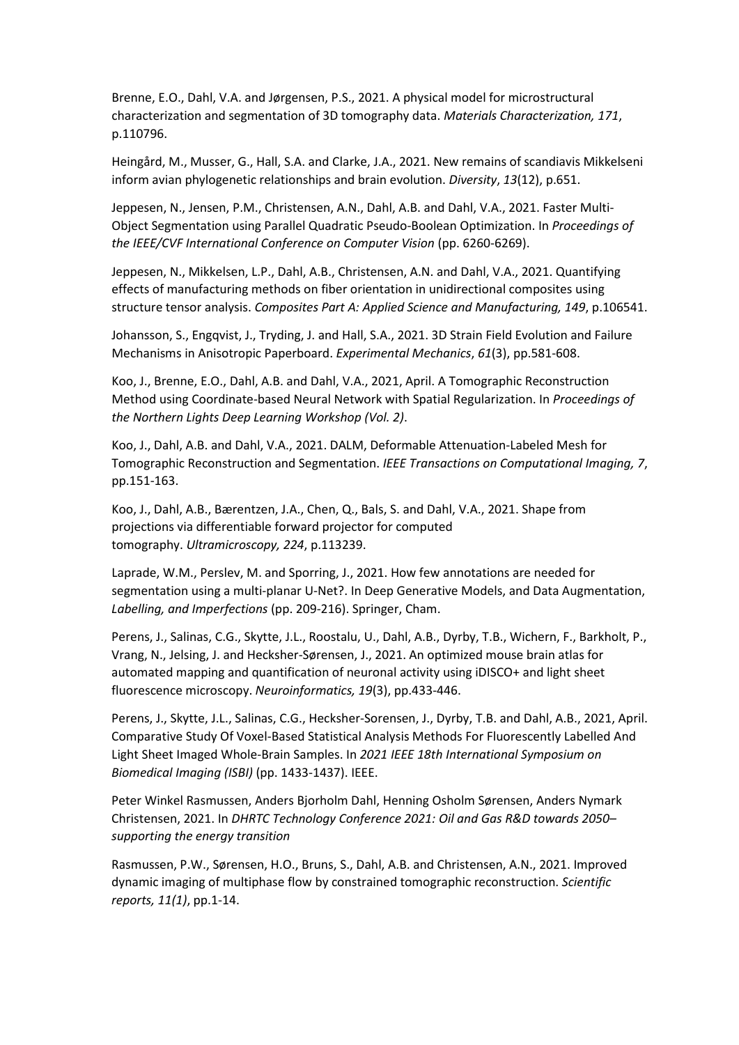Brenne, E.O., Dahl, V.A. and Jørgensen, P.S., 2021. A physical model for microstructural characterization and segmentation of 3D tomography data. *Materials Characterization, 171*, p.110796.

Heingård, M., Musser, G., Hall, S.A. and Clarke, J.A., 2021. New remains of scandiavis Mikkelseni inform avian phylogenetic relationships and brain evolution. *Diversity*, *13*(12), p.651.

Jeppesen, N., Jensen, P.M., Christensen, A.N., Dahl, A.B. and Dahl, V.A., 2021. Faster Multi-Object Segmentation using Parallel Quadratic Pseudo-Boolean Optimization. In *Proceedings of the IEEE/CVF International Conference on Computer Vision* (pp. 6260-6269).

Jeppesen, N., Mikkelsen, L.P., Dahl, A.B., Christensen, A.N. and Dahl, V.A., 2021. Quantifying effects of manufacturing methods on fiber orientation in unidirectional composites using structure tensor analysis. *Composites Part A: Applied Science and Manufacturing, 149*, p.106541.

Johansson, S., Engqvist, J., Tryding, J. and Hall, S.A., 2021. 3D Strain Field Evolution and Failure Mechanisms in Anisotropic Paperboard. *Experimental Mechanics*, *61*(3), pp.581-608.

Koo, J., Brenne, E.O., Dahl, A.B. and Dahl, V.A., 2021, April. A Tomographic Reconstruction Method using Coordinate-based Neural Network with Spatial Regularization. In *Proceedings of the Northern Lights Deep Learning Workshop (Vol. 2)*.

Koo, J., Dahl, A.B. and Dahl, V.A., 2021. DALM, Deformable Attenuation-Labeled Mesh for Tomographic Reconstruction and Segmentation. *IEEE Transactions on Computational Imaging, 7*, pp.151-163.

Koo, J., Dahl, A.B., Bærentzen, J.A., Chen, Q., Bals, S. and Dahl, V.A., 2021. Shape from projections via differentiable forward projector for computed tomography. *Ultramicroscopy, 224*, p.113239.

Laprade, W.M., Perslev, M. and Sporring, J., 2021. How few annotations are needed for segmentation using a multi-planar U-Net?. In Deep Generative Models, and Data Augmentation, *Labelling, and Imperfections* (pp. 209-216). Springer, Cham.

Perens, J., Salinas, C.G., Skytte, J.L., Roostalu, U., Dahl, A.B., Dyrby, T.B., Wichern, F., Barkholt, P., Vrang, N., Jelsing, J. and Hecksher-Sørensen, J., 2021. An optimized mouse brain atlas for automated mapping and quantification of neuronal activity using iDISCO+ and light sheet fluorescence microscopy. *Neuroinformatics, 19*(3), pp.433-446.

Perens, J., Skytte, J.L., Salinas, C.G., Hecksher-Sorensen, J., Dyrby, T.B. and Dahl, A.B., 2021, April. Comparative Study Of Voxel-Based Statistical Analysis Methods For Fluorescently Labelled And Light Sheet Imaged Whole-Brain Samples. In *2021 IEEE 18th International Symposium on Biomedical Imaging (ISBI)* (pp. 1433-1437). IEEE.

Peter Winkel Rasmussen, Anders Bjorholm Dahl, Henning Osholm Sørensen, Anders Nymark Christensen, 2021. In *DHRTC Technology Conference 2021: Oil and Gas R&D towards 2050– supporting the energy transition*

Rasmussen, P.W., Sørensen, H.O., Bruns, S., Dahl, A.B. and Christensen, A.N., 2021. Improved dynamic imaging of multiphase flow by constrained tomographic reconstruction. *Scientific reports, 11(1)*, pp.1-14.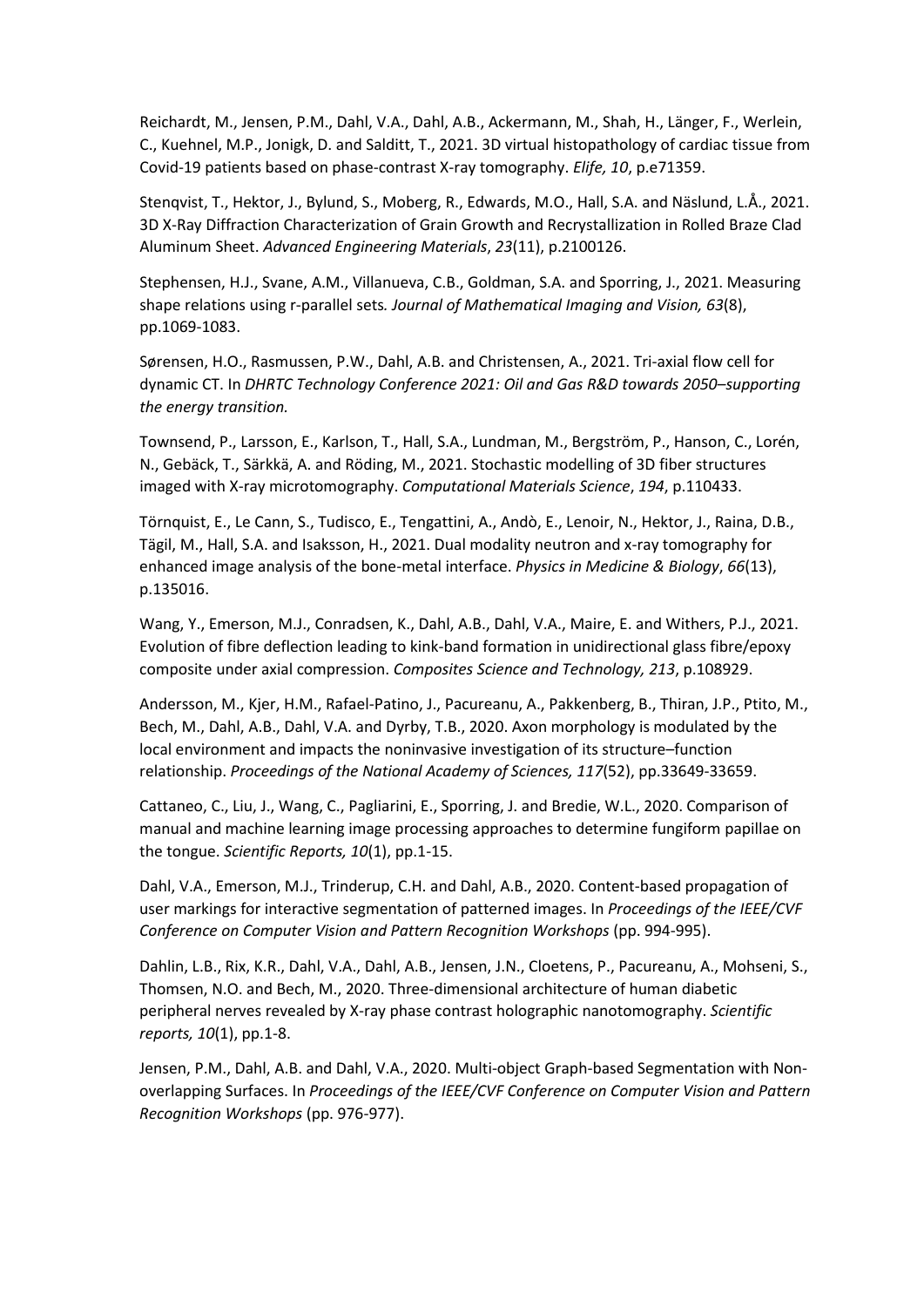Reichardt, M., Jensen, P.M., Dahl, V.A., Dahl, A.B., Ackermann, M., Shah, H., Länger, F., Werlein, C., Kuehnel, M.P., Jonigk, D. and Salditt, T., 2021. 3D virtual histopathology of cardiac tissue from Covid-19 patients based on phase-contrast X-ray tomography. *Elife, 10*, p.e71359.

Stenqvist, T., Hektor, J., Bylund, S., Moberg, R., Edwards, M.O., Hall, S.A. and Näslund, L.Å., 2021. 3D X-Ray Diffraction Characterization of Grain Growth and Recrystallization in Rolled Braze Clad Aluminum Sheet. *Advanced Engineering Materials*, *23*(11), p.2100126.

Stephensen, H.J., Svane, A.M., Villanueva, C.B., Goldman, S.A. and Sporring, J., 2021. Measuring shape relations using r-parallel sets. *Journal of Mathematical Imaging and Vision, 63*(8), pp.1069-1083.

Sørensen, H.O., Rasmussen, P.W., Dahl, A.B. and Christensen, A., 2021. Tri-axial flow cell for dynamic CT. In *DHRTC Technology Conference 2021: Oil and Gas R&D towards 2050–supporting the energy transition.*

Townsend, P., Larsson, E., Karlson, T., Hall, S.A., Lundman, M., Bergström, P., Hanson, C., Lorén, N., Gebäck, T., Särkkä, A. and Röding, M., 2021. Stochastic modelling of 3D fiber structures imaged with X-ray microtomography. *Computational Materials Science*, *194*, p.110433.

Törnquist, E., Le Cann, S., Tudisco, E., Tengattini, A., Andò, E., Lenoir, N., Hektor, J., Raina, D.B., Tägil, M., Hall, S.A. and Isaksson, H., 2021. Dual modality neutron and x-ray tomography for enhanced image analysis of the bone-metal interface. *Physics in Medicine & Biology*, *66*(13), p.135016.

Wang, Y., Emerson, M.J., Conradsen, K., Dahl, A.B., Dahl, V.A., Maire, E. and Withers, P.J., 2021. Evolution of fibre deflection leading to kink-band formation in unidirectional glass fibre/epoxy composite under axial compression. *Composites Science and Technology, 213*, p.108929.

Andersson, M., Kjer, H.M., Rafael-Patino, J., Pacureanu, A., Pakkenberg, B., Thiran, J.P., Ptito, M., Bech, M., Dahl, A.B., Dahl, V.A. and Dyrby, T.B., 2020. Axon morphology is modulated by the local environment and impacts the noninvasive investigation of its structure–function relationship. *Proceedings of the National Academy of Sciences, 117*(52), pp.33649-33659.

Cattaneo, C., Liu, J., Wang, C., Pagliarini, E., Sporring, J. and Bredie, W.L., 2020. Comparison of manual and machine learning image processing approaches to determine fungiform papillae on the tongue. *Scientific Reports, 10*(1), pp.1-15.

Dahl, V.A., Emerson, M.J., Trinderup, C.H. and Dahl, A.B., 2020. Content-based propagation of user markings for interactive segmentation of patterned images. In *Proceedings of the IEEE/CVF Conference on Computer Vision and Pattern Recognition Workshops* (pp. 994-995).

Dahlin, L.B., Rix, K.R., Dahl, V.A., Dahl, A.B., Jensen, J.N., Cloetens, P., Pacureanu, A., Mohseni, S., Thomsen, N.O. and Bech, M., 2020. Three-dimensional architecture of human diabetic peripheral nerves revealed by X-ray phase contrast holographic nanotomography. *Scientific reports, 10*(1), pp.1-8.

Jensen, P.M., Dahl, A.B. and Dahl, V.A., 2020. Multi-object Graph-based Segmentation with Non-overlapping Surfaces. In *Proceedings of the IEEE/CVF Conference on Computer Vision and Pattern Recognition Workshops* (pp. 976-977).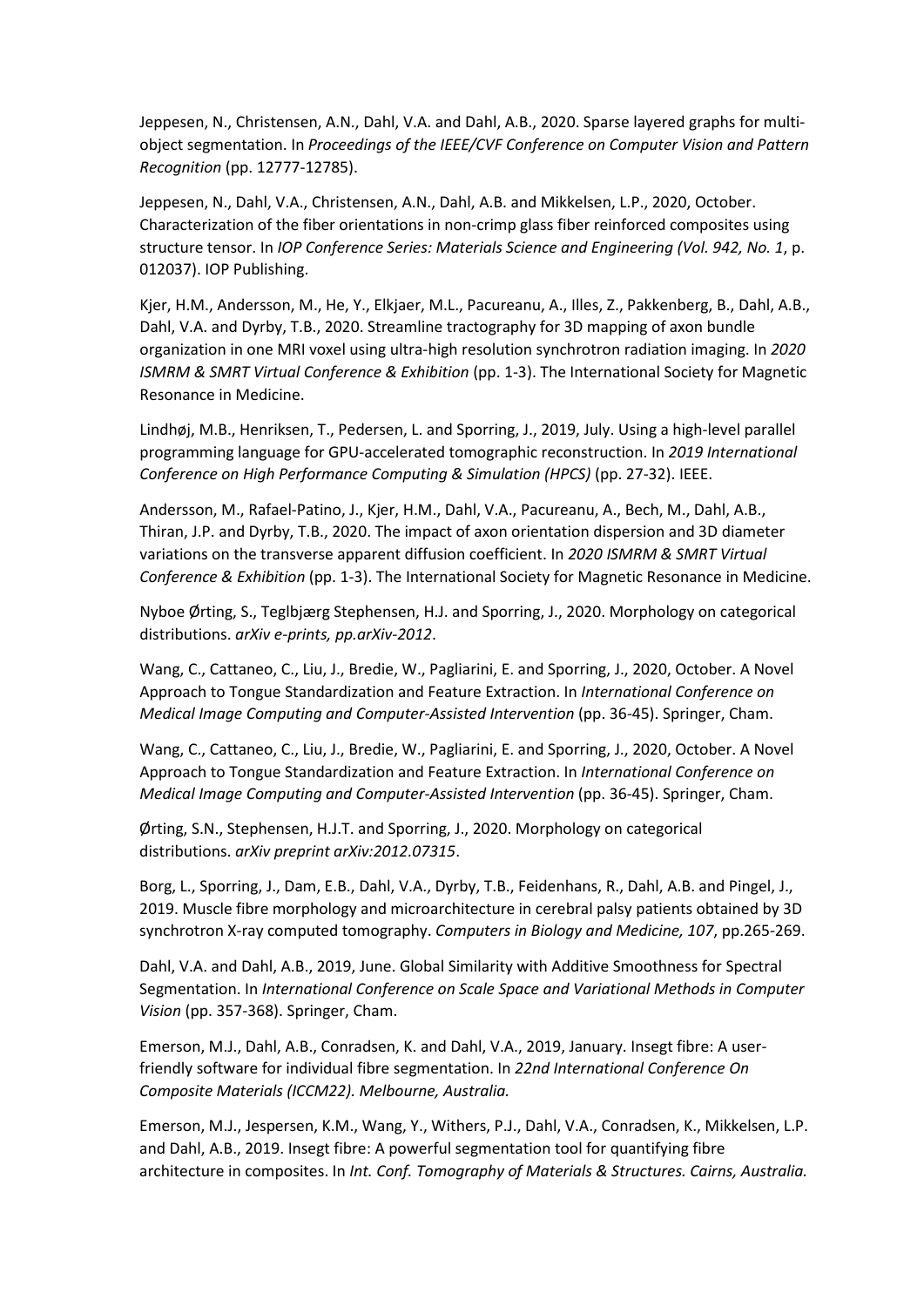Jeppesen, N., Christensen, A.N., Dahl, V.A. and Dahl, A.B., 2020. Sparse layered graphs for multi-object segmentation. In *Proceedings of the IEEE/CVF Conference on Computer Vision and Pattern Recognition* (pp. 12777-12785).

Jeppesen, N., Dahl, V.A., Christensen, A.N., Dahl, A.B. and Mikkelsen, L.P., 2020, October. Characterization of the fiber orientations in non-crimp glass fiber reinforced composites using structure tensor. In *IOP Conference Series: Materials Science and Engineering (Vol. 942, No. 1*, p. 012037). IOP Publishing.

Kjer, H.M., Andersson, M., He, Y., Elkjaer, M.L., Pacureanu, A., Illes, Z., Pakkenberg, B., Dahl, A.B., Dahl, V.A. and Dyrby, T.B., 2020. Streamline tractography for 3D mapping of axon bundle organization in one MRI voxel using ultra-high resolution synchrotron radiation imaging. In *2020 ISMRM & SMRT Virtual Conference & Exhibition* (pp. 1-3). The International Society for Magnetic Resonance in Medicine.

Lindhøj, M.B., Henriksen, T., Pedersen, L. and Sporring, J., 2019, July. Using a high-level parallel programming language for GPU-accelerated tomographic reconstruction. In *2019 International Conference on High Performance Computing & Simulation (HPCS)* (pp. 27-32). IEEE.

Andersson, M., Rafael-Patino, J., Kjer, H.M., Dahl, V.A., Pacureanu, A., Bech, M., Dahl, A.B., Thiran, J.P. and Dyrby, T.B., 2020. The impact of axon orientation dispersion and 3D diameter variations on the transverse apparent diffusion coefficient. In *2020 ISMRM & SMRT Virtual Conference & Exhibition* (pp. 1-3). The International Society for Magnetic Resonance in Medicine.

Nyboe Ørting, S., Teglbjærg Stephensen, H.J. and Sporring, J., 2020. Morphology on categorical distributions. *arXiv e-prints, pp.arXiv-2012*.

Wang, C., Cattaneo, C., Liu, J., Bredie, W., Pagliarini, E. and Sporring, J., 2020, October. A Novel Approach to Tongue Standardization and Feature Extraction. In *International Conference on Medical Image Computing and Computer-Assisted Intervention* (pp. 36-45). Springer, Cham.

Wang, C., Cattaneo, C., Liu, J., Bredie, W., Pagliarini, E. and Sporring, J., 2020, October. A Novel Approach to Tongue Standardization and Feature Extraction. In *International Conference on Medical Image Computing and Computer-Assisted Intervention* (pp. 36-45). Springer, Cham.

Ørting, S.N., Stephensen, H.J.T. and Sporring, J., 2020. Morphology on categorical distributions. *arXiv preprint arXiv:2012.07315*.

Borg, L., Sporring, J., Dam, E.B., Dahl, V.A., Dyrby, T.B., Feidenhans, R., Dahl, A.B. and Pingel, J., 2019. Muscle fibre morphology and microarchitecture in cerebral palsy patients obtained by 3D synchrotron X-ray computed tomography. *Computers in Biology and Medicine, 107*, pp.265-269.

Dahl, V.A. and Dahl, A.B., 2019, June. Global Similarity with Additive Smoothness for Spectral Segmentation. In *International Conference on Scale Space and Variational Methods in Computer Vision* (pp. 357-368). Springer, Cham.

Emerson, M.J., Dahl, A.B., Conradsen, K. and Dahl, V.A., 2019, January. Insegt fibre: A user-friendly software for individual fibre segmentation. In *22nd International Conference On Composite Materials (ICCM22). Melbourne, Australia.*

Emerson, M.J., Jespersen, K.M., Wang, Y., Withers, P.J., Dahl, V.A., Conradsen, K., Mikkelsen, L.P. and Dahl, A.B., 2019. Insegt fibre: A powerful segmentation tool for quantifying fibre architecture in composites. In *Int. Conf. Tomography of Materials & Structures. Cairns, Australia.*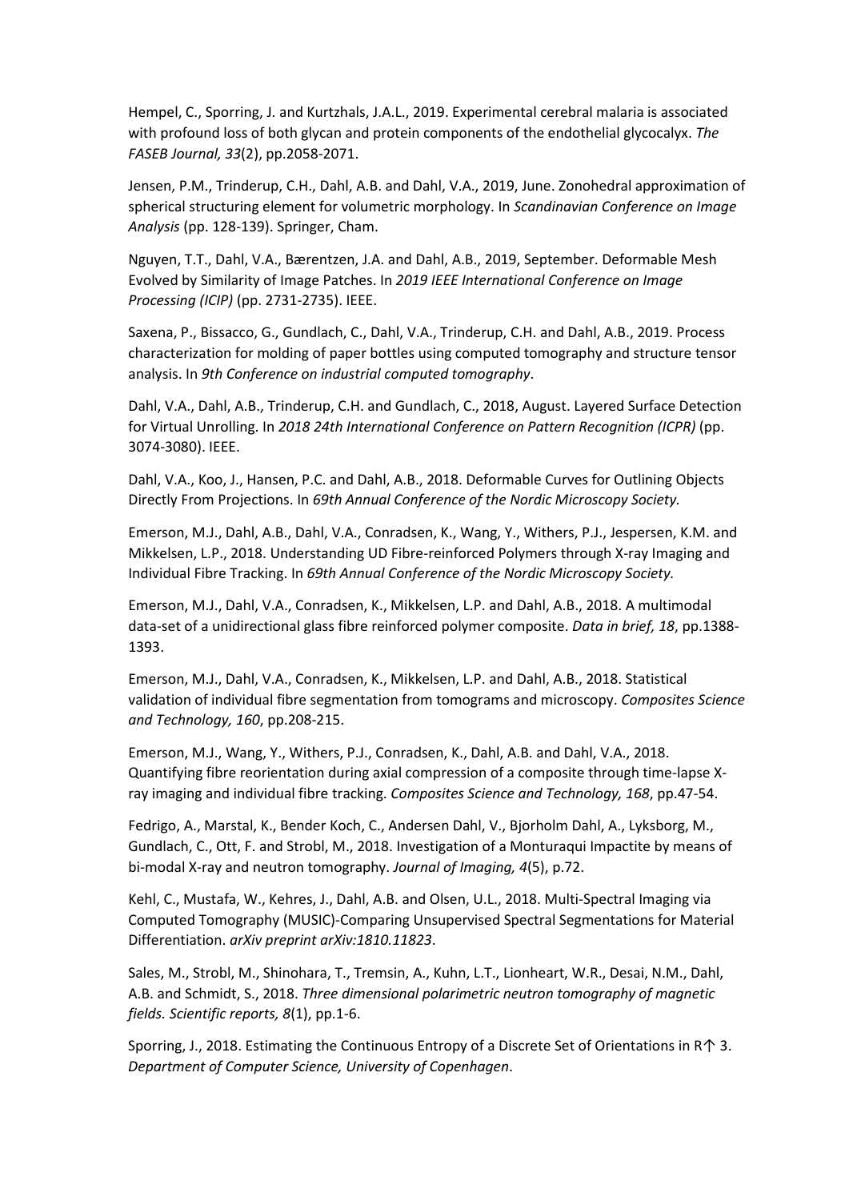Hempel, C., Sporring, J. and Kurtzhals, J.A.L., 2019. Experimental cerebral malaria is associated with profound loss of both glycan and protein components of the endothelial glycocalyx. *The FASEB Journal, 33*(2), pp.2058-2071.

Jensen, P.M., Trinderup, C.H., Dahl, A.B. and Dahl, V.A., 2019, June. Zonohedral approximation of spherical structuring element for volumetric morphology. In *Scandinavian Conference on Image Analysis* (pp. 128-139). Springer, Cham.

Nguyen, T.T., Dahl, V.A., Bærentzen, J.A. and Dahl, A.B., 2019, September. Deformable Mesh Evolved by Similarity of Image Patches. In *2019 IEEE International Conference on Image Processing (ICIP)* (pp. 2731-2735). IEEE.

Saxena, P., Bissacco, G., Gundlach, C., Dahl, V.A., Trinderup, C.H. and Dahl, A.B., 2019. Process characterization for molding of paper bottles using computed tomography and structure tensor analysis. In *9th Conference on industrial computed tomography*.

Dahl, V.A., Dahl, A.B., Trinderup, C.H. and Gundlach, C., 2018, August. Layered Surface Detection for Virtual Unrolling. In *2018 24th International Conference on Pattern Recognition (ICPR)* (pp. 3074-3080). IEEE.

Dahl, V.A., Koo, J., Hansen, P.C. and Dahl, A.B., 2018. Deformable Curves for Outlining Objects Directly From Projections. In *69th Annual Conference of the Nordic Microscopy Society.*

Emerson, M.J., Dahl, A.B., Dahl, V.A., Conradsen, K., Wang, Y., Withers, P.J., Jespersen, K.M. and Mikkelsen, L.P., 2018. Understanding UD Fibre-reinforced Polymers through X-ray Imaging and Individual Fibre Tracking. In *69th Annual Conference of the Nordic Microscopy Society.*

Emerson, M.J., Dahl, V.A., Conradsen, K., Mikkelsen, L.P. and Dahl, A.B., 2018. A multimodal data-set of a unidirectional glass fibre reinforced polymer composite. *Data in brief, 18*, pp.1388-1393.

Emerson, M.J., Dahl, V.A., Conradsen, K., Mikkelsen, L.P. and Dahl, A.B., 2018. Statistical validation of individual fibre segmentation from tomograms and microscopy. *Composites Science and Technology, 160*, pp.208-215.

Emerson, M.J., Wang, Y., Withers, P.J., Conradsen, K., Dahl, A.B. and Dahl, V.A., 2018. Quantifying fibre reorientation during axial compression of a composite through time-lapse X-ray imaging and individual fibre tracking. *Composites Science and Technology, 168*, pp.47-54.

Fedrigo, A., Marstal, K., Bender Koch, C., Andersen Dahl, V., Bjorholm Dahl, A., Lyksborg, M., Gundlach, C., Ott, F. and Strobl, M., 2018. Investigation of a Monturaqui Impactite by means of bi-modal X-ray and neutron tomography. *Journal of Imaging, 4*(5), p.72.

Kehl, C., Mustafa, W., Kehres, J., Dahl, A.B. and Olsen, U.L., 2018. Multi-Spectral Imaging via Computed Tomography (MUSIC)-Comparing Unsupervised Spectral Segmentations for Material Differentiation. *arXiv preprint arXiv:1810.11823*.

Sales, M., Strobl, M., Shinohara, T., Tremsin, A., Kuhn, L.T., Lionheart, W.R., Desai, N.M., Dahl, A.B. and Schmidt, S., 2018. *Three dimensional polarimetric neutron tomography of magnetic fields. Scientific reports, 8*(1), pp.1-6.

Sporring, J., 2018. Estimating the Continuous Entropy of a Discrete Set of Orientations in R↑ 3. *Department of Computer Science, University of Copenhagen*.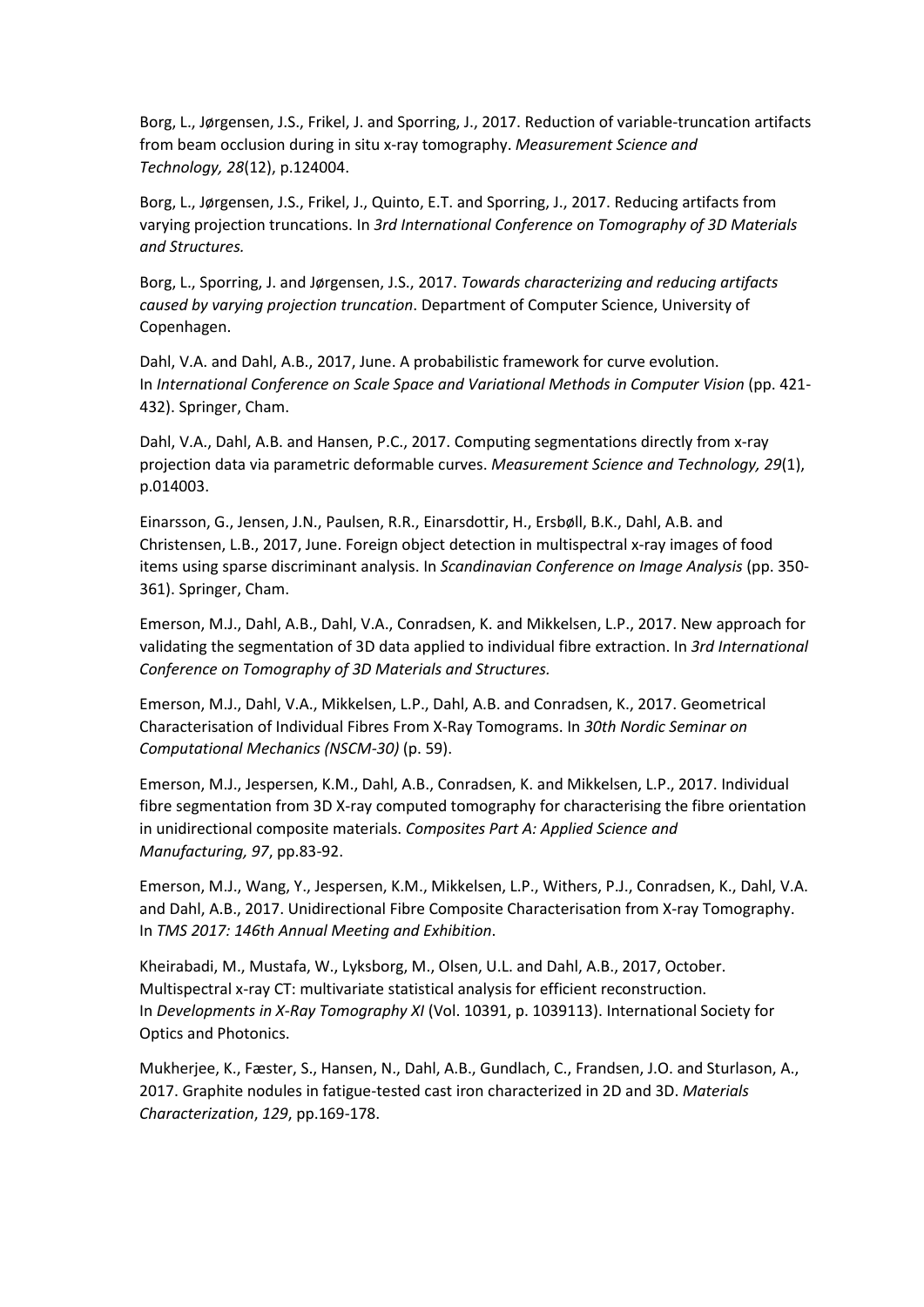Borg, L., Jørgensen, J.S., Frikel, J. and Sporring, J., 2017. Reduction of variable-truncation artifacts from beam occlusion during in situ x-ray tomography. *Measurement Science and Technology, 28*(12), p.124004.

Borg, L., Jørgensen, J.S., Frikel, J., Quinto, E.T. and Sporring, J., 2017. Reducing artifacts from varying projection truncations. In *3rd International Conference on Tomography of 3D Materials and Structures.*

Borg, L., Sporring, J. and Jørgensen, J.S., 2017. *Towards characterizing and reducing artifacts caused by varying projection truncation*. Department of Computer Science, University of Copenhagen.

Dahl, V.A. and Dahl, A.B., 2017, June. A probabilistic framework for curve evolution. In *International Conference on Scale Space and Variational Methods in Computer Vision* (pp. 421-432). Springer, Cham.

Dahl, V.A., Dahl, A.B. and Hansen, P.C., 2017. Computing segmentations directly from x-ray projection data via parametric deformable curves. *Measurement Science and Technology, 29*(1), p.014003.

Einarsson, G., Jensen, J.N., Paulsen, R.R., Einarsdottir, H., Ersbøll, B.K., Dahl, A.B. and Christensen, L.B., 2017, June. Foreign object detection in multispectral x-ray images of food items using sparse discriminant analysis. In *Scandinavian Conference on Image Analysis* (pp. 350-361). Springer, Cham.

Emerson, M.J., Dahl, A.B., Dahl, V.A., Conradsen, K. and Mikkelsen, L.P., 2017. New approach for validating the segmentation of 3D data applied to individual fibre extraction. In *3rd International Conference on Tomography of 3D Materials and Structures.*

Emerson, M.J., Dahl, V.A., Mikkelsen, L.P., Dahl, A.B. and Conradsen, K., 2017. Geometrical Characterisation of Individual Fibres From X-Ray Tomograms. In *30th Nordic Seminar on Computational Mechanics (NSCM-30)* (p. 59).

Emerson, M.J., Jespersen, K.M., Dahl, A.B., Conradsen, K. and Mikkelsen, L.P., 2017. Individual fibre segmentation from 3D X-ray computed tomography for characterising the fibre orientation in unidirectional composite materials. *Composites Part A: Applied Science and Manufacturing, 97*, pp.83-92.

Emerson, M.J., Wang, Y., Jespersen, K.M., Mikkelsen, L.P., Withers, P.J., Conradsen, K., Dahl, V.A. and Dahl, A.B., 2017. Unidirectional Fibre Composite Characterisation from X-ray Tomography. In *TMS 2017: 146th Annual Meeting and Exhibition*.

Kheirabadi, M., Mustafa, W., Lyksborg, M., Olsen, U.L. and Dahl, A.B., 2017, October. Multispectral x-ray CT: multivariate statistical analysis for efficient reconstruction. In *Developments in X-Ray Tomography XI* (Vol. 10391, p. 1039113). International Society for Optics and Photonics.

Mukherjee, K., Fæster, S., Hansen, N., Dahl, A.B., Gundlach, C., Frandsen, J.O. and Sturlason, A., 2017. Graphite nodules in fatigue-tested cast iron characterized in 2D and 3D. *Materials Characterization*, *129*, pp.169-178.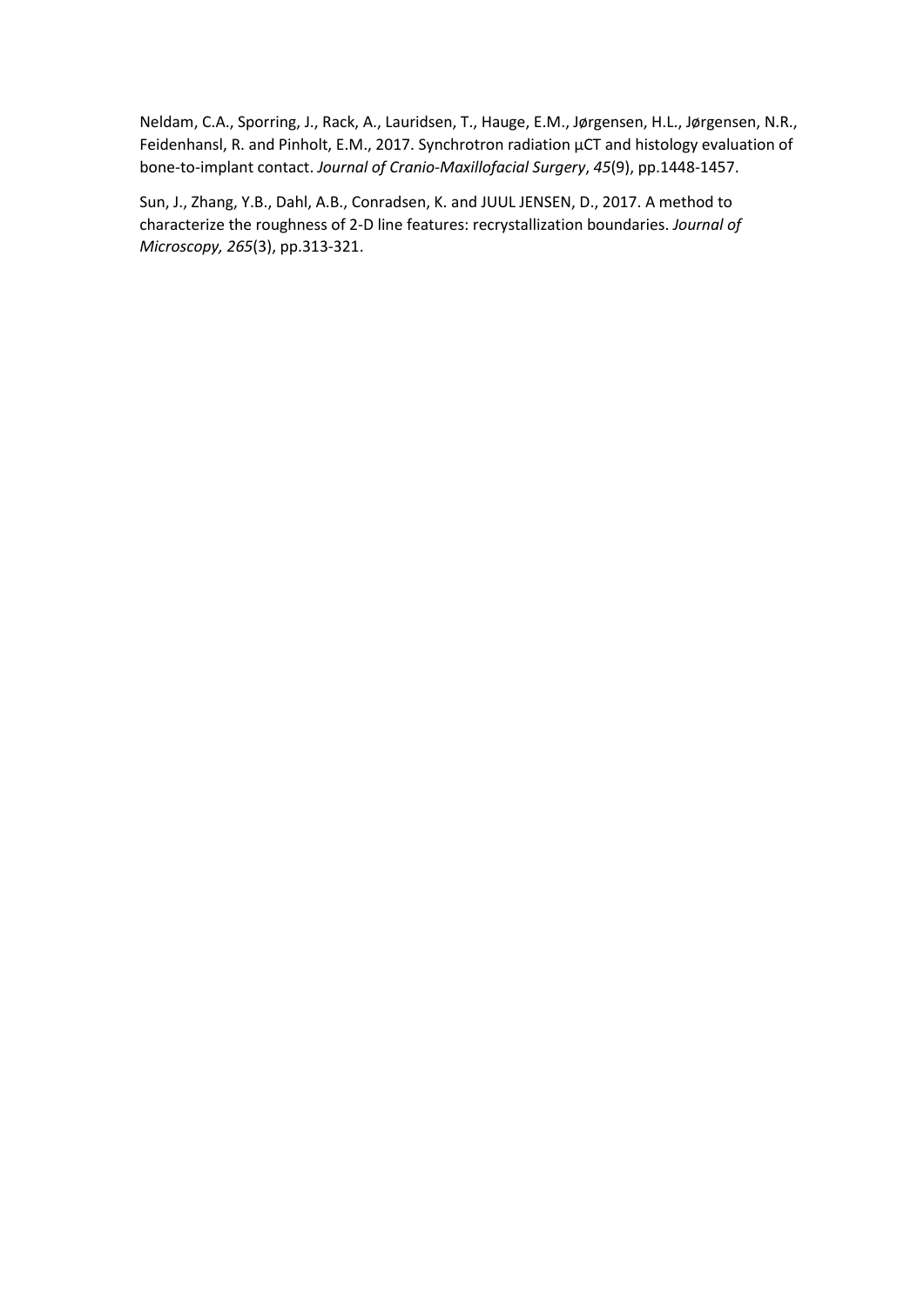Neldam, C.A., Sporring, J., Rack, A., Lauridsen, T., Hauge, E.M., Jørgensen, H.L., Jørgensen, N.R., Feidenhansl, R. and Pinholt, E.M., 2017. Synchrotron radiation µCT and histology evaluation of bone-to-implant contact. *Journal of Cranio-Maxillofacial Surgery*, *45*(9), pp.1448-1457.

Sun, J., Zhang, Y.B., Dahl, A.B., Conradsen, K. and JUUL JENSEN, D., 2017. A method to characterize the roughness of 2-D line features: recrystallization boundaries. *Journal of Microscopy, 265*(3), pp.313-321.